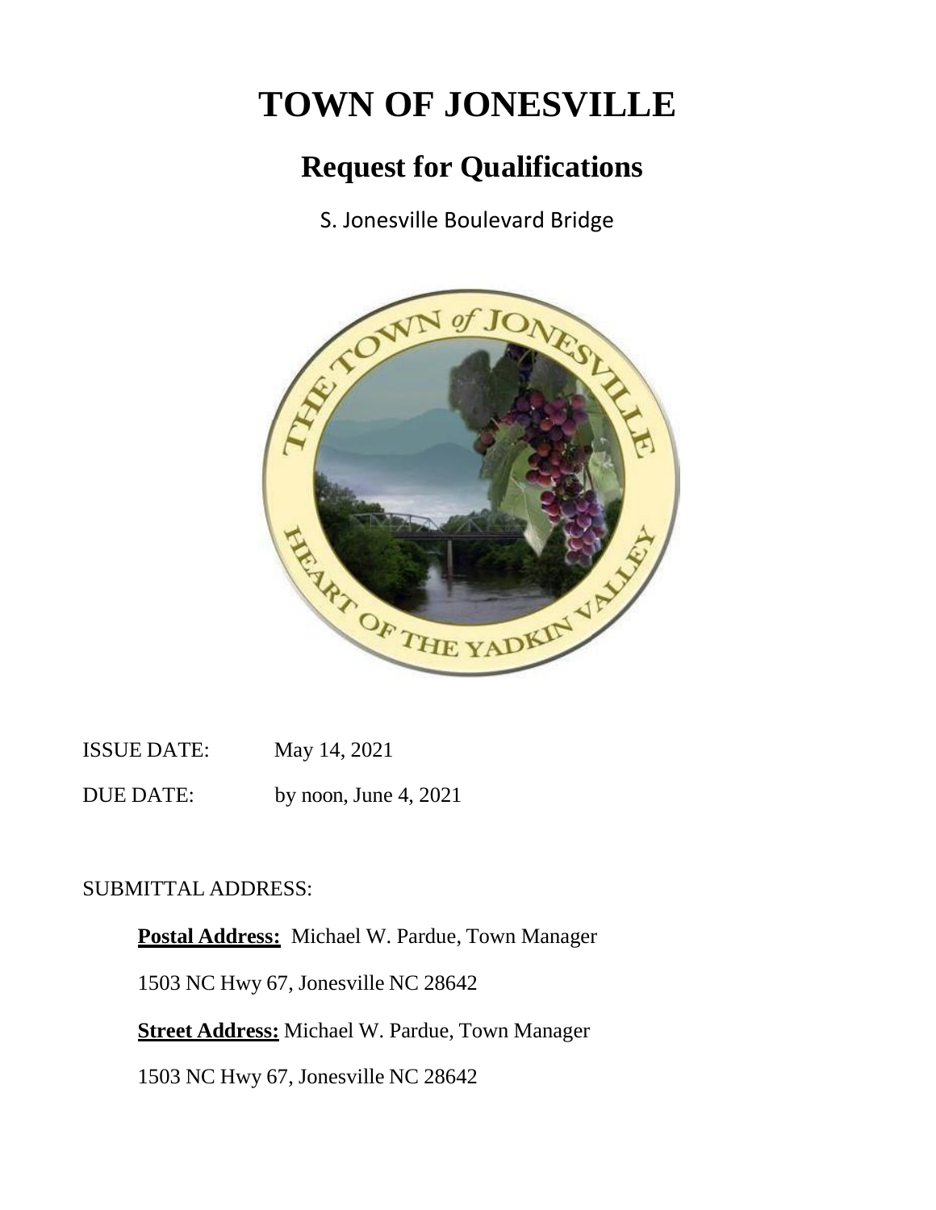# TOWN OF JONESVILLE

## Request for Qualifications

S. Jonesville Boulevard Bridge

ISSUE DATE: May 14, 2021

DUE DATE: by noon, June 4, 2021

SUBMITTAL ADDRESS:

**Postal Address:** Michael W. Pardue, Town Manager

1503 NC Hwy 67, Jonesville NC 28642

**Street Address:** Michael W. Pardue, Town Manager

1503 NC Hwy 67, Jonesville NC 28642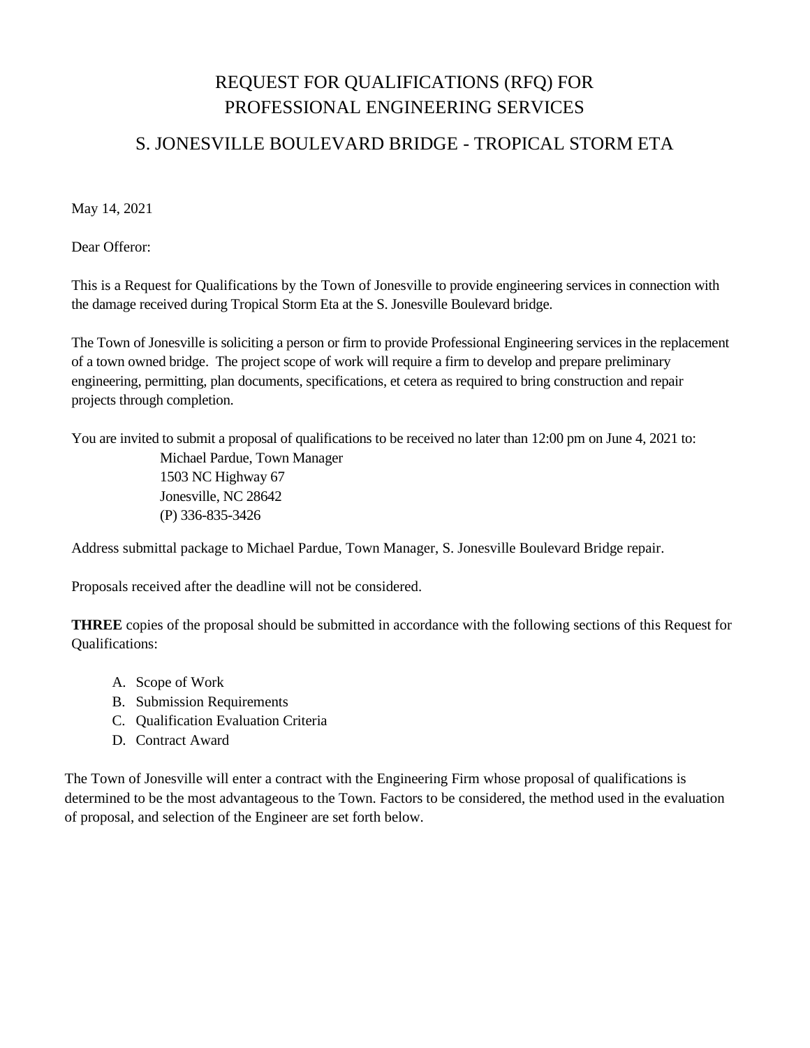# REQUEST FOR QUALIFICATIONS (RFQ) FOR PROFESSIONAL ENGINEERING SERVICES

## S. JONESVILLE BOULEVARD BRIDGE - TROPICAL STORM ETA

May 14, 2021

Dear Offeror:

This is a Request for Qualifications by the Town of Jonesville to provide engineering services in connection with the damage received during Tropical Storm Eta at the S. Jonesville Boulevard bridge.

The Town of Jonesville is soliciting a person or firm to provide Professional Engineering services in the replacement of a town owned bridge. The project scope of work will require a firm to develop and prepare preliminary engineering, permitting, plan documents, specifications, et cetera as required to bring construction and repair projects through completion.

You are invited to submit a proposal of qualifications to be received no later than 12:00 pm on June 4, 2021 to:

Michael Pardue, Town Manager
1503 NC Highway 67
Jonesville, NC 28642
(P) 336-835-3426

Address submittal package to Michael Pardue, Town Manager, S. Jonesville Boulevard Bridge repair.

Proposals received after the deadline will not be considered.

**THREE** copies of the proposal should be submitted in accordance with the following sections of this Request for Qualifications:

A. Scope of Work
B. Submission Requirements
C. Qualification Evaluation Criteria
D. Contract Award

The Town of Jonesville will enter a contract with the Engineering Firm whose proposal of qualifications is determined to be the most advantageous to the Town. Factors to be considered, the method used in the evaluation of proposal, and selection of the Engineer are set forth below.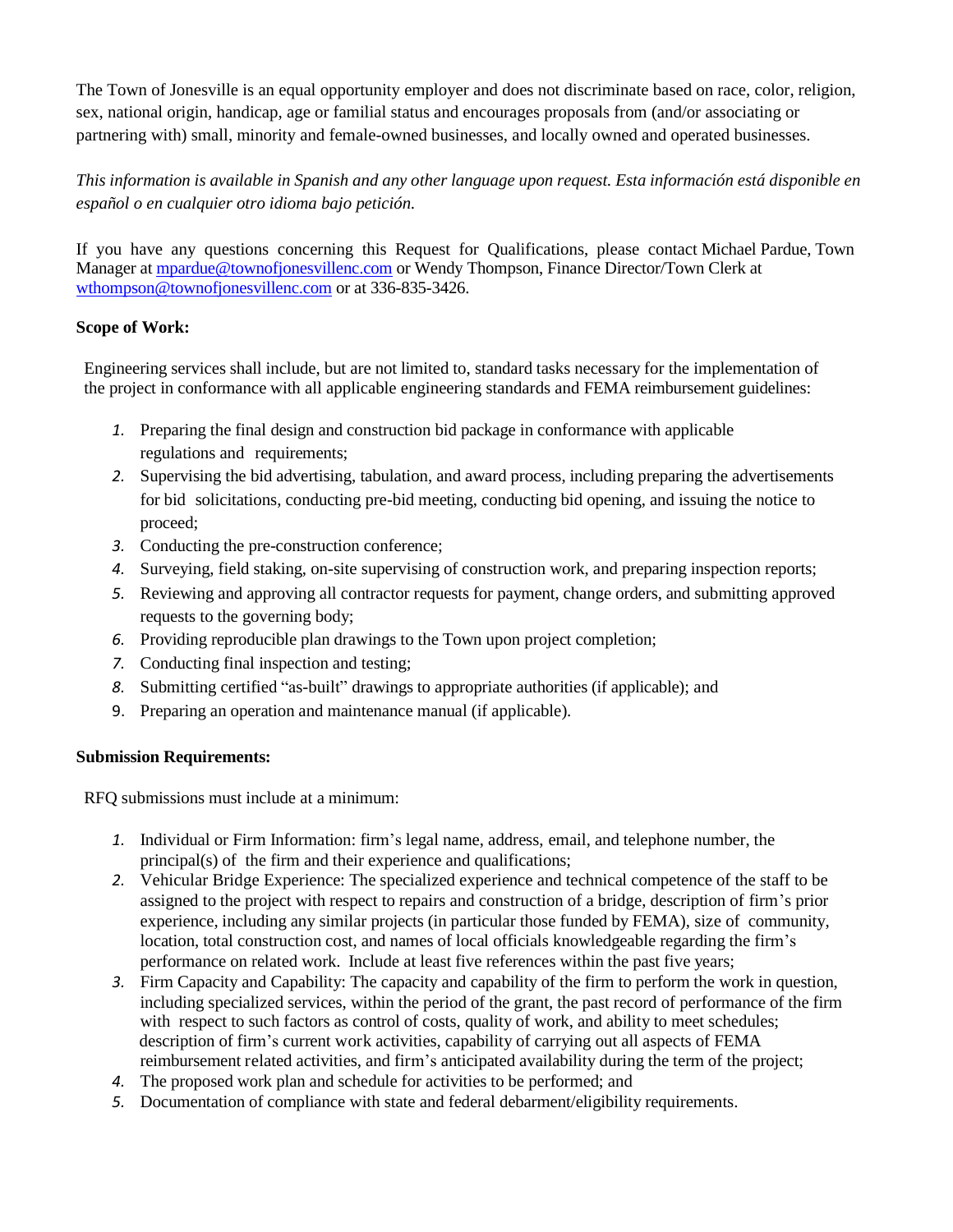The Town of Jonesville is an equal opportunity employer and does not discriminate based on race, color, religion, sex, national origin, handicap, age or familial status and encourages proposals from (and/or associating or partnering with) small, minority and female-owned businesses, and locally owned and operated businesses.

*This information is available in Spanish and any other language upon request. Esta información está disponible en español o en cualquier otro idioma bajo petición.*

If you have any questions concerning this Request for Qualifications, please contact Michael Pardue, Town Manager at mpardue@townofjonesvillenc.com or Wendy Thompson, Finance Director/Town Clerk at wthompson@townofjonesvillenc.com or at 336-835-3426.

**Scope of Work:**

Engineering services shall include, but are not limited to, standard tasks necessary for the implementation of the project in conformance with all applicable engineering standards and FEMA reimbursement guidelines:

1. Preparing the final design and construction bid package in conformance with applicable regulations and requirements;
2. Supervising the bid advertising, tabulation, and award process, including preparing the advertisements for bid solicitations, conducting pre-bid meeting, conducting bid opening, and issuing the notice to proceed;
3. Conducting the pre-construction conference;
4. Surveying, field staking, on-site supervising of construction work, and preparing inspection reports;
5. Reviewing and approving all contractor requests for payment, change orders, and submitting approved requests to the governing body;
6. Providing reproducible plan drawings to the Town upon project completion;
7. Conducting final inspection and testing;
8. Submitting certified "as-built" drawings to appropriate authorities (if applicable); and
9. Preparing an operation and maintenance manual (if applicable).

**Submission Requirements:**

RFQ submissions must include at a minimum:

1. Individual or Firm Information: firm's legal name, address, email, and telephone number, the principal(s) of the firm and their experience and qualifications;
2. Vehicular Bridge Experience: The specialized experience and technical competence of the staff to be assigned to the project with respect to repairs and construction of a bridge, description of firm's prior experience, including any similar projects (in particular those funded by FEMA), size of community, location, total construction cost, and names of local officials knowledgeable regarding the firm's performance on related work. Include at least five references within the past five years;
3. Firm Capacity and Capability: The capacity and capability of the firm to perform the work in question, including specialized services, within the period of the grant, the past record of performance of the firm with respect to such factors as control of costs, quality of work, and ability to meet schedules; description of firm's current work activities, capability of carrying out all aspects of FEMA reimbursement related activities, and firm's anticipated availability during the term of the project;
4. The proposed work plan and schedule for activities to be performed; and
5. Documentation of compliance with state and federal debarment/eligibility requirements.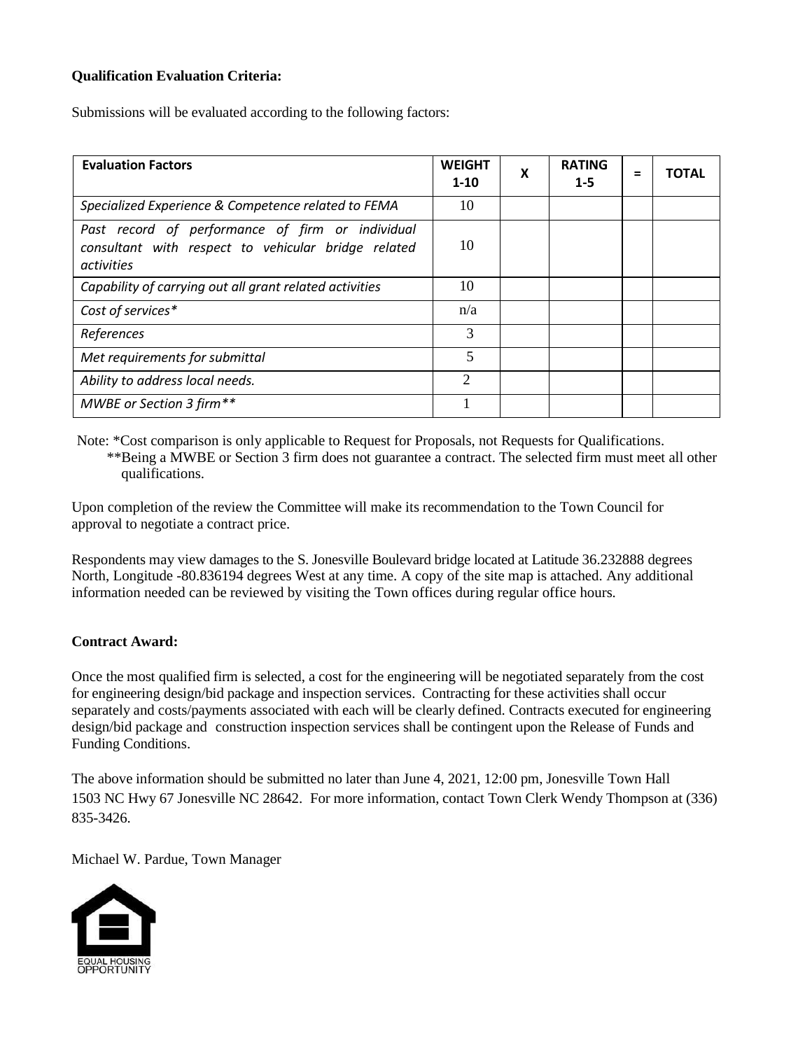**Qualification Evaluation Criteria:**

Submissions will be evaluated according to the following factors:

| **Evaluation Factors** | **WEIGHT 1-10** | **X** | **RATING 1-5** | **=** | **TOTAL** |
|---|---|---|---|---|---|
| *Specialized Experience & Competence related to FEMA* | 10 | | | | |
| *Past record of performance of firm or individual consultant with respect to vehicular bridge related activities* | 10 | | | | |
| *Capability of carrying out all grant related activities* | 10 | | | | |
| *Cost of services\** | n/a | | | | |
| *References* | 3 | | | | |
| *Met requirements for submittal* | 5 | | | | |
| *Ability to address local needs.* | 2 | | | | |
| *MWBE or Section 3 firm\*\** | 1 | | | | |

Note: *Cost comparison is only applicable to Request for Proposals, not Requests for Qualifications.
**Being a MWBE or Section 3 firm does not guarantee a contract. The selected firm must meet all other qualifications.

Upon completion of the review the Committee will make its recommendation to the Town Council for approval to negotiate a contract price.

Respondents may view damages to the S. Jonesville Boulevard bridge located at Latitude 36.232888 degrees North, Longitude -80.836194 degrees West at any time. A copy of the site map is attached. Any additional information needed can be reviewed by visiting the Town offices during regular office hours.

**Contract Award:**

Once the most qualified firm is selected, a cost for the engineering will be negotiated separately from the cost for engineering design/bid package and inspection services. Contracting for these activities shall occur separately and costs/payments associated with each will be clearly defined. Contracts executed for engineering design/bid package and construction inspection services shall be contingent upon the Release of Funds and Funding Conditions.

The above information should be submitted no later than June 4, 2021, 12:00 pm, Jonesville Town Hall 1503 NC Hwy 67 Jonesville NC 28642. For more information, contact Town Clerk Wendy Thompson at (336) 835-3426.

Michael W. Pardue, Town Manager

EQUAL HOUSING OPPORTUNITY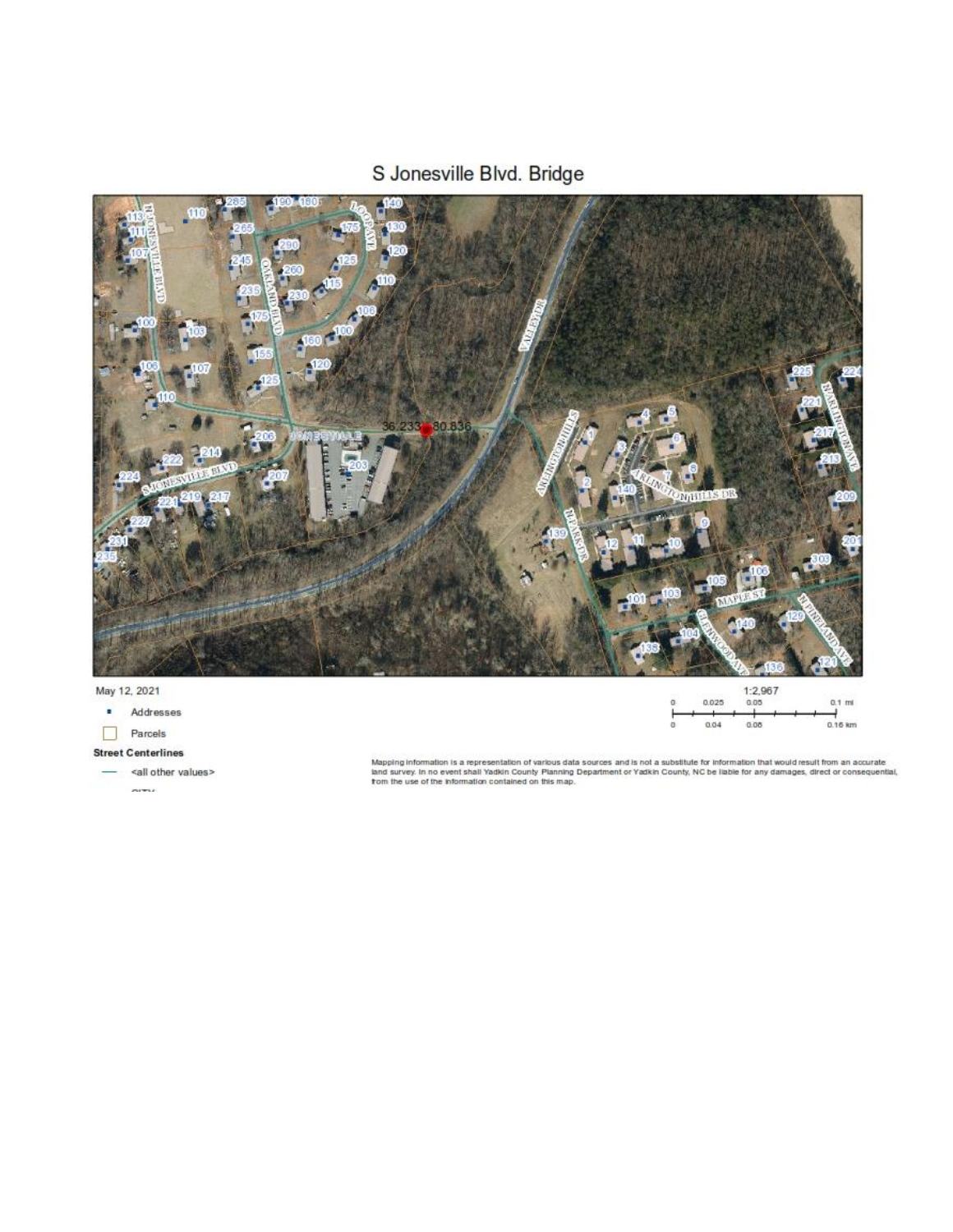# S Jonesville Blvd. Bridge

36.233, -80.836

May 12, 2021

- Addresses
- Parcels

**Street Centerlines**

- <all other values>

1:2,967

0 0.025 0.05 0.1 mi

0 0.04 0.08 0.16 km

Mapping information is a representation of various data sources and is not a substitute for information that would result from an accurate land survey. In no event shall Yadkin County Planning Department or Yadkin County, NC be liable for any damages, direct or consequential, from the use of the information contained on this map.